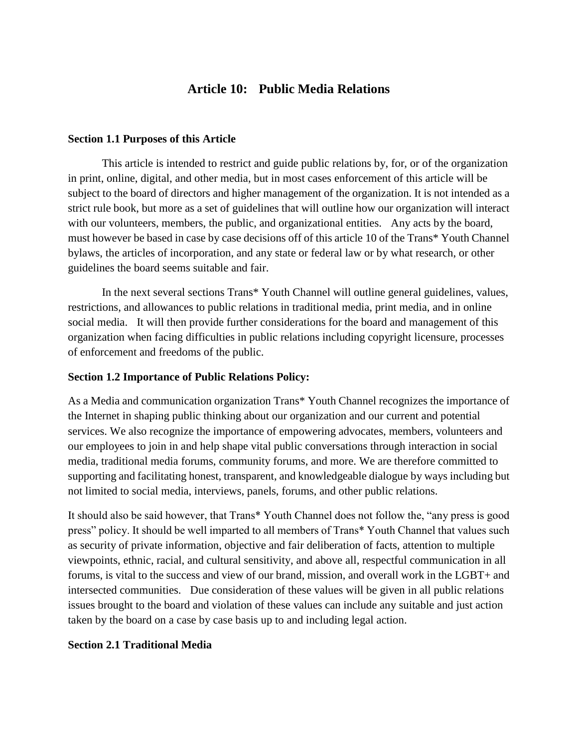# Article 10: Public Media Relations

**Section 1.1 Purposes of this Article**

This article is intended to restrict and guide public relations by, for, or of the organization in print, online, digital, and other media, but in most cases enforcement of this article will be subject to the board of directors and higher management of the organization. It is not intended as a strict rule book, but more as a set of guidelines that will outline how our organization will interact with our volunteers, members, the public, and organizational entities. Any acts by the board, must however be based in case by case decisions off of this article 10 of the Trans* Youth Channel bylaws, the articles of incorporation, and any state or federal law or by what research, or other guidelines the board seems suitable and fair.

In the next several sections Trans* Youth Channel will outline general guidelines, values, restrictions, and allowances to public relations in traditional media, print media, and in online social media. It will then provide further considerations for the board and management of this organization when facing difficulties in public relations including copyright licensure, processes of enforcement and freedoms of the public.

**Section 1.2 Importance of Public Relations Policy:**

As a Media and communication organization Trans* Youth Channel recognizes the importance of the Internet in shaping public thinking about our organization and our current and potential services. We also recognize the importance of empowering advocates, members, volunteers and our employees to join in and help shape vital public conversations through interaction in social media, traditional media forums, community forums, and more. We are therefore committed to supporting and facilitating honest, transparent, and knowledgeable dialogue by ways including but not limited to social media, interviews, panels, forums, and other public relations.

It should also be said however, that Trans* Youth Channel does not follow the, "any press is good press" policy. It should be well imparted to all members of Trans* Youth Channel that values such as security of private information, objective and fair deliberation of facts, attention to multiple viewpoints, ethnic, racial, and cultural sensitivity, and above all, respectful communication in all forums, is vital to the success and view of our brand, mission, and overall work in the LGBT+ and intersected communities. Due consideration of these values will be given in all public relations issues brought to the board and violation of these values can include any suitable and just action taken by the board on a case by case basis up to and including legal action.

**Section 2.1 Traditional Media**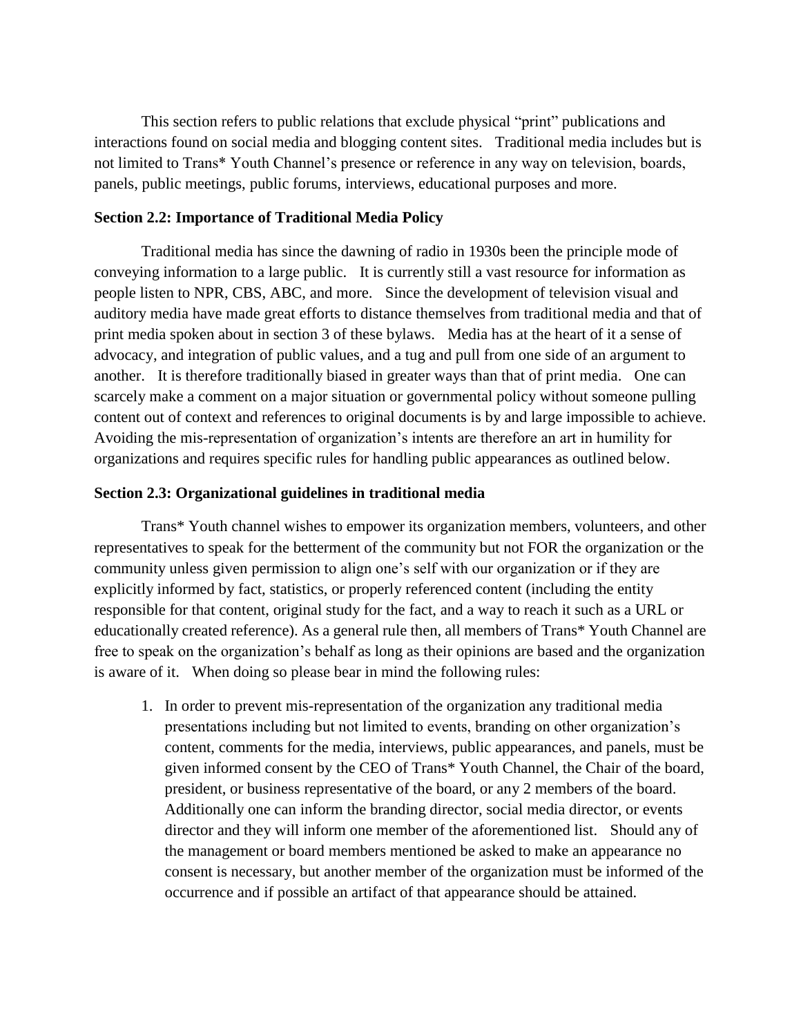This section refers to public relations that exclude physical "print" publications and interactions found on social media and blogging content sites. Traditional media includes but is not limited to Trans* Youth Channel's presence or reference in any way on television, boards, panels, public meetings, public forums, interviews, educational purposes and more.

**Section 2.2: Importance of Traditional Media Policy**

Traditional media has since the dawning of radio in 1930s been the principle mode of conveying information to a large public. It is currently still a vast resource for information as people listen to NPR, CBS, ABC, and more. Since the development of television visual and auditory media have made great efforts to distance themselves from traditional media and that of print media spoken about in section 3 of these bylaws. Media has at the heart of it a sense of advocacy, and integration of public values, and a tug and pull from one side of an argument to another. It is therefore traditionally biased in greater ways than that of print media. One can scarcely make a comment on a major situation or governmental policy without someone pulling content out of context and references to original documents is by and large impossible to achieve. Avoiding the mis-representation of organization's intents are therefore an art in humility for organizations and requires specific rules for handling public appearances as outlined below.

**Section 2.3: Organizational guidelines in traditional media**

Trans* Youth channel wishes to empower its organization members, volunteers, and other representatives to speak for the betterment of the community but not FOR the organization or the community unless given permission to align one's self with our organization or if they are explicitly informed by fact, statistics, or properly referenced content (including the entity responsible for that content, original study for the fact, and a way to reach it such as a URL or educationally created reference). As a general rule then, all members of Trans* Youth Channel are free to speak on the organization's behalf as long as their opinions are based and the organization is aware of it. When doing so please bear in mind the following rules:

1. In order to prevent mis-representation of the organization any traditional media presentations including but not limited to events, branding on other organization's content, comments for the media, interviews, public appearances, and panels, must be given informed consent by the CEO of Trans* Youth Channel, the Chair of the board, president, or business representative of the board, or any 2 members of the board. Additionally one can inform the branding director, social media director, or events director and they will inform one member of the aforementioned list. Should any of the management or board members mentioned be asked to make an appearance no consent is necessary, but another member of the organization must be informed of the occurrence and if possible an artifact of that appearance should be attained.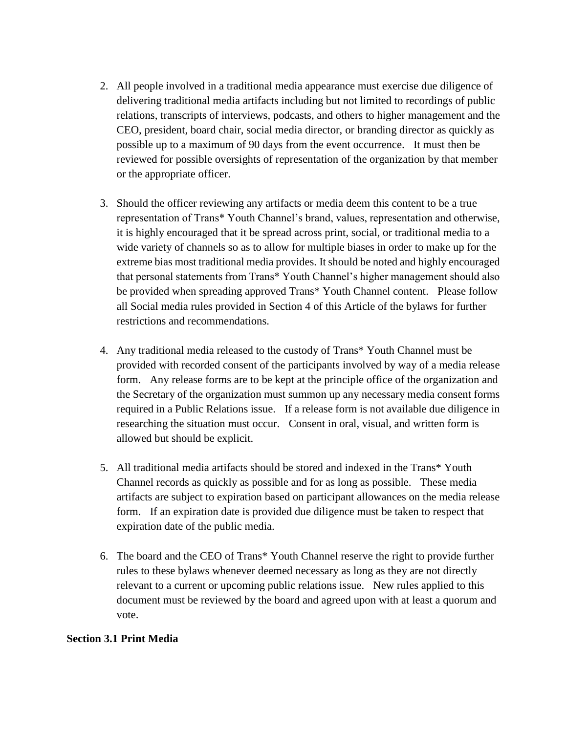2. All people involved in a traditional media appearance must exercise due diligence of delivering traditional media artifacts including but not limited to recordings of public relations, transcripts of interviews, podcasts, and others to higher management and the CEO, president, board chair, social media director, or branding director as quickly as possible up to a maximum of 90 days from the event occurrence. It must then be reviewed for possible oversights of representation of the organization by that member or the appropriate officer.

3. Should the officer reviewing any artifacts or media deem this content to be a true representation of Trans* Youth Channel's brand, values, representation and otherwise, it is highly encouraged that it be spread across print, social, or traditional media to a wide variety of channels so as to allow for multiple biases in order to make up for the extreme bias most traditional media provides. It should be noted and highly encouraged that personal statements from Trans* Youth Channel's higher management should also be provided when spreading approved Trans* Youth Channel content. Please follow all Social media rules provided in Section 4 of this Article of the bylaws for further restrictions and recommendations.

4. Any traditional media released to the custody of Trans* Youth Channel must be provided with recorded consent of the participants involved by way of a media release form. Any release forms are to be kept at the principle office of the organization and the Secretary of the organization must summon up any necessary media consent forms required in a Public Relations issue. If a release form is not available due diligence in researching the situation must occur. Consent in oral, visual, and written form is allowed but should be explicit.

5. All traditional media artifacts should be stored and indexed in the Trans* Youth Channel records as quickly as possible and for as long as possible. These media artifacts are subject to expiration based on participant allowances on the media release form. If an expiration date is provided due diligence must be taken to respect that expiration date of the public media.

6. The board and the CEO of Trans* Youth Channel reserve the right to provide further rules to these bylaws whenever deemed necessary as long as they are not directly relevant to a current or upcoming public relations issue. New rules applied to this document must be reviewed by the board and agreed upon with at least a quorum and vote.

**Section 3.1 Print Media**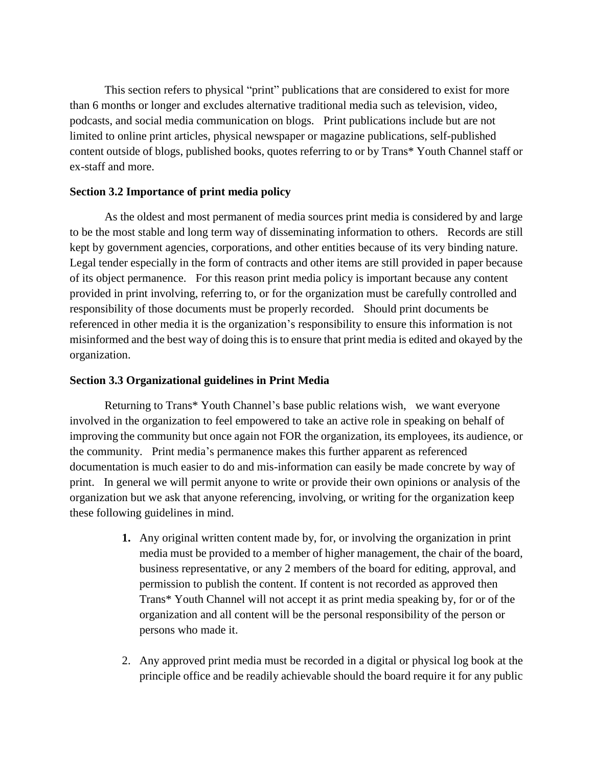This section refers to physical "print" publications that are considered to exist for more than 6 months or longer and excludes alternative traditional media such as television, video, podcasts, and social media communication on blogs. Print publications include but are not limited to online print articles, physical newspaper or magazine publications, self-published content outside of blogs, published books, quotes referring to or by Trans* Youth Channel staff or ex-staff and more.

### Section 3.2 Importance of print media policy

As the oldest and most permanent of media sources print media is considered by and large to be the most stable and long term way of disseminating information to others. Records are still kept by government agencies, corporations, and other entities because of its very binding nature. Legal tender especially in the form of contracts and other items are still provided in paper because of its object permanence. For this reason print media policy is important because any content provided in print involving, referring to, or for the organization must be carefully controlled and responsibility of those documents must be properly recorded. Should print documents be referenced in other media it is the organization's responsibility to ensure this information is not misinformed and the best way of doing this is to ensure that print media is edited and okayed by the organization.

### Section 3.3 Organizational guidelines in Print Media

Returning to Trans* Youth Channel's base public relations wish, we want everyone involved in the organization to feel empowered to take an active role in speaking on behalf of improving the community but once again not FOR the organization, its employees, its audience, or the community. Print media's permanence makes this further apparent as referenced documentation is much easier to do and mis-information can easily be made concrete by way of print. In general we will permit anyone to write or provide their own opinions or analysis of the organization but we ask that anyone referencing, involving, or writing for the organization keep these following guidelines in mind.

1. Any original written content made by, for, or involving the organization in print media must be provided to a member of higher management, the chair of the board, business representative, or any 2 members of the board for editing, approval, and permission to publish the content. If content is not recorded as approved then Trans* Youth Channel will not accept it as print media speaking by, for or of the organization and all content will be the personal responsibility of the person or persons who made it.
2. Any approved print media must be recorded in a digital or physical log book at the principle office and be readily achievable should the board require it for any public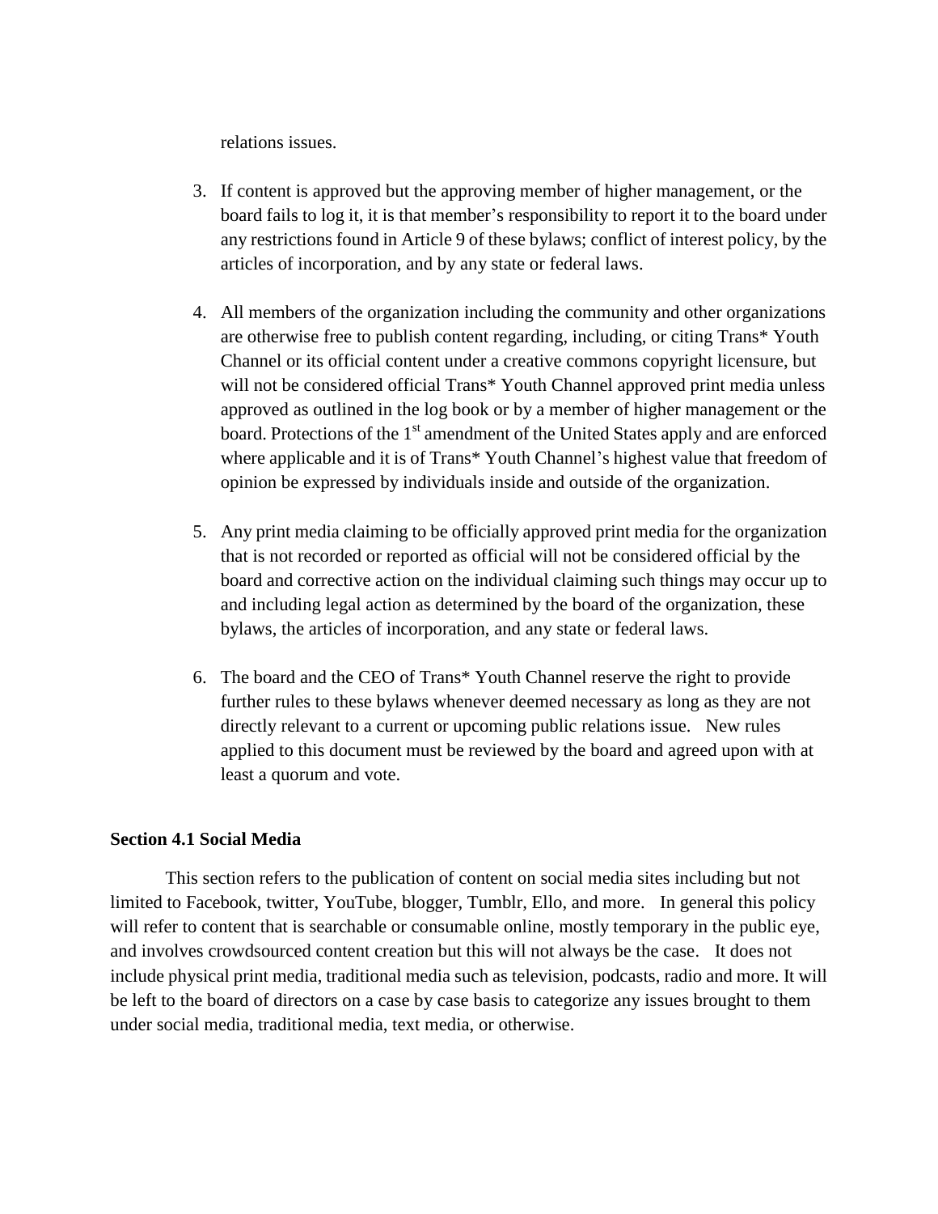relations issues.

3. If content is approved but the approving member of higher management, or the board fails to log it, it is that member's responsibility to report it to the board under any restrictions found in Article 9 of these bylaws; conflict of interest policy, by the articles of incorporation, and by any state or federal laws.

4. All members of the organization including the community and other organizations are otherwise free to publish content regarding, including, or citing Trans* Youth Channel or its official content under a creative commons copyright licensure, but will not be considered official Trans* Youth Channel approved print media unless approved as outlined in the log book or by a member of higher management or the board. Protections of the 1st amendment of the United States apply and are enforced where applicable and it is of Trans* Youth Channel's highest value that freedom of opinion be expressed by individuals inside and outside of the organization.

5. Any print media claiming to be officially approved print media for the organization that is not recorded or reported as official will not be considered official by the board and corrective action on the individual claiming such things may occur up to and including legal action as determined by the board of the organization, these bylaws, the articles of incorporation, and any state or federal laws.

6. The board and the CEO of Trans* Youth Channel reserve the right to provide further rules to these bylaws whenever deemed necessary as long as they are not directly relevant to a current or upcoming public relations issue. New rules applied to this document must be reviewed by the board and agreed upon with at least a quorum and vote.

**Section 4.1 Social Media**

This section refers to the publication of content on social media sites including but not limited to Facebook, twitter, YouTube, blogger, Tumblr, Ello, and more. In general this policy will refer to content that is searchable or consumable online, mostly temporary in the public eye, and involves crowdsourced content creation but this will not always be the case. It does not include physical print media, traditional media such as television, podcasts, radio and more. It will be left to the board of directors on a case by case basis to categorize any issues brought to them under social media, traditional media, text media, or otherwise.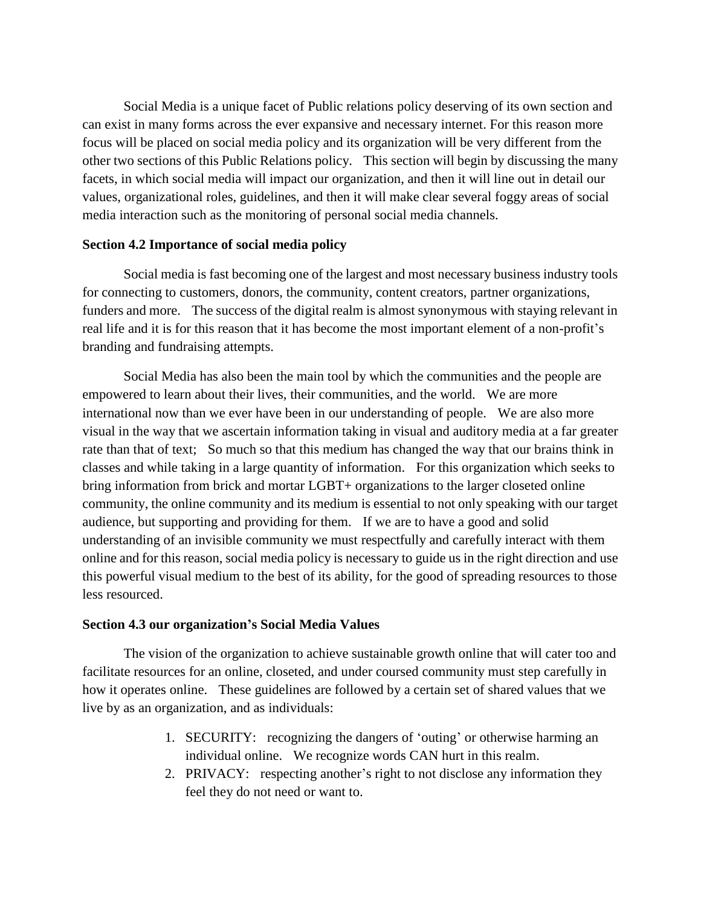Social Media is a unique facet of Public relations policy deserving of its own section and can exist in many forms across the ever expansive and necessary internet. For this reason more focus will be placed on social media policy and its organization will be very different from the other two sections of this Public Relations policy. This section will begin by discussing the many facets, in which social media will impact our organization, and then it will line out in detail our values, organizational roles, guidelines, and then it will make clear several foggy areas of social media interaction such as the monitoring of personal social media channels.

**Section 4.2 Importance of social media policy**

Social media is fast becoming one of the largest and most necessary business industry tools for connecting to customers, donors, the community, content creators, partner organizations, funders and more. The success of the digital realm is almost synonymous with staying relevant in real life and it is for this reason that it has become the most important element of a non-profit's branding and fundraising attempts.

Social Media has also been the main tool by which the communities and the people are empowered to learn about their lives, their communities, and the world. We are more international now than we ever have been in our understanding of people. We are also more visual in the way that we ascertain information taking in visual and auditory media at a far greater rate than that of text; So much so that this medium has changed the way that our brains think in classes and while taking in a large quantity of information. For this organization which seeks to bring information from brick and mortar LGBT+ organizations to the larger closeted online community, the online community and its medium is essential to not only speaking with our target audience, but supporting and providing for them. If we are to have a good and solid understanding of an invisible community we must respectfully and carefully interact with them online and for this reason, social media policy is necessary to guide us in the right direction and use this powerful visual medium to the best of its ability, for the good of spreading resources to those less resourced.

**Section 4.3 our organization's Social Media Values**

The vision of the organization to achieve sustainable growth online that will cater too and facilitate resources for an online, closeted, and under coursed community must step carefully in how it operates online. These guidelines are followed by a certain set of shared values that we live by as an organization, and as individuals:

1. SECURITY: recognizing the dangers of 'outing' or otherwise harming an individual online. We recognize words CAN hurt in this realm.
2. PRIVACY: respecting another's right to not disclose any information they feel they do not need or want to.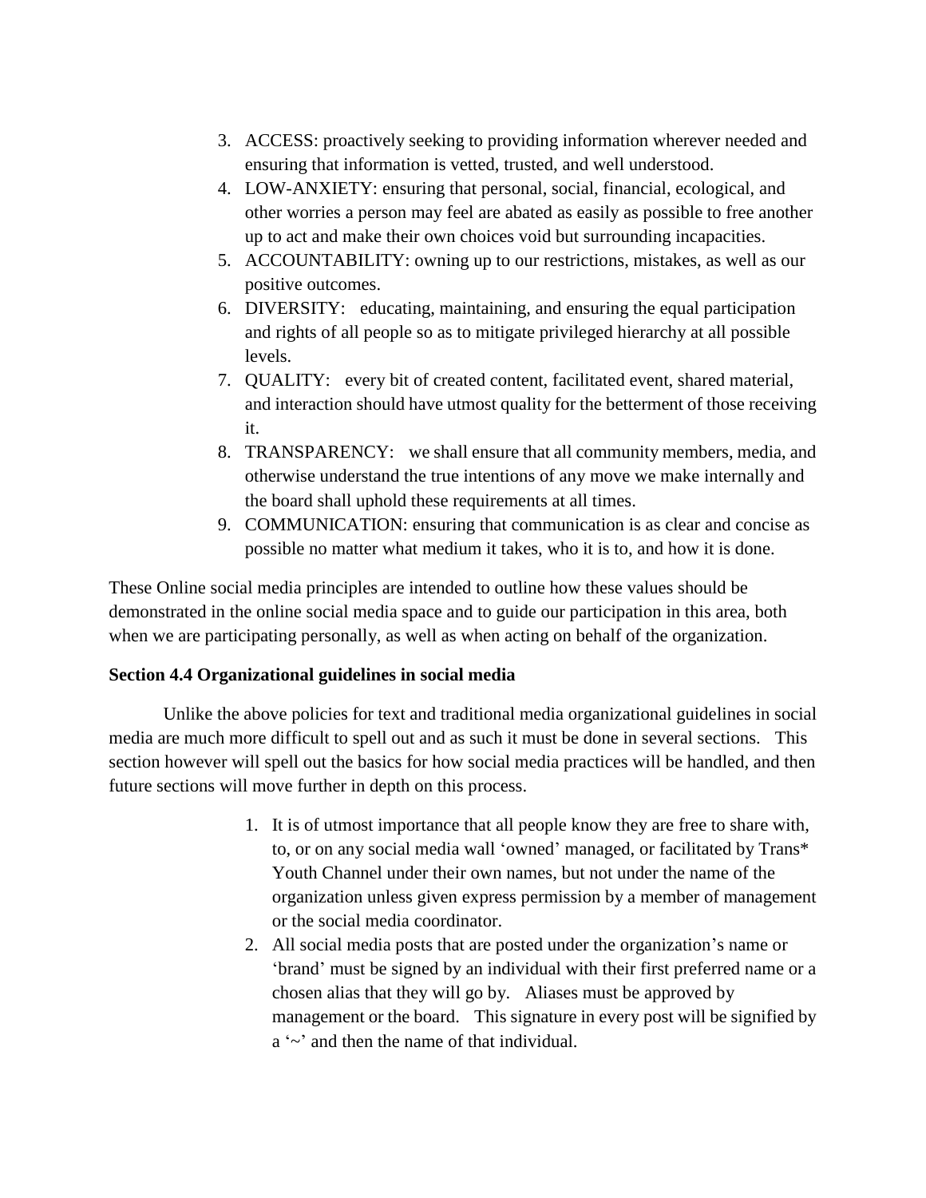3. ACCESS: proactively seeking to providing information wherever needed and ensuring that information is vetted, trusted, and well understood.
4. LOW-ANXIETY: ensuring that personal, social, financial, ecological, and other worries a person may feel are abated as easily as possible to free another up to act and make their own choices void but surrounding incapacities.
5. ACCOUNTABILITY: owning up to our restrictions, mistakes, as well as our positive outcomes.
6. DIVERSITY: educating, maintaining, and ensuring the equal participation and rights of all people so as to mitigate privileged hierarchy at all possible levels.
7. QUALITY: every bit of created content, facilitated event, shared material, and interaction should have utmost quality for the betterment of those receiving it.
8. TRANSPARENCY: we shall ensure that all community members, media, and otherwise understand the true intentions of any move we make internally and the board shall uphold these requirements at all times.
9. COMMUNICATION: ensuring that communication is as clear and concise as possible no matter what medium it takes, who it is to, and how it is done.

These Online social media principles are intended to outline how these values should be demonstrated in the online social media space and to guide our participation in this area, both when we are participating personally, as well as when acting on behalf of the organization.

**Section 4.4 Organizational guidelines in social media**

Unlike the above policies for text and traditional media organizational guidelines in social media are much more difficult to spell out and as such it must be done in several sections. This section however will spell out the basics for how social media practices will be handled, and then future sections will move further in depth on this process.

1. It is of utmost importance that all people know they are free to share with, to, or on any social media wall 'owned' managed, or facilitated by Trans* Youth Channel under their own names, but not under the name of the organization unless given express permission by a member of management or the social media coordinator.
2. All social media posts that are posted under the organization's name or 'brand' must be signed by an individual with their first preferred name or a chosen alias that they will go by. Aliases must be approved by management or the board. This signature in every post will be signified by a '~' and then the name of that individual.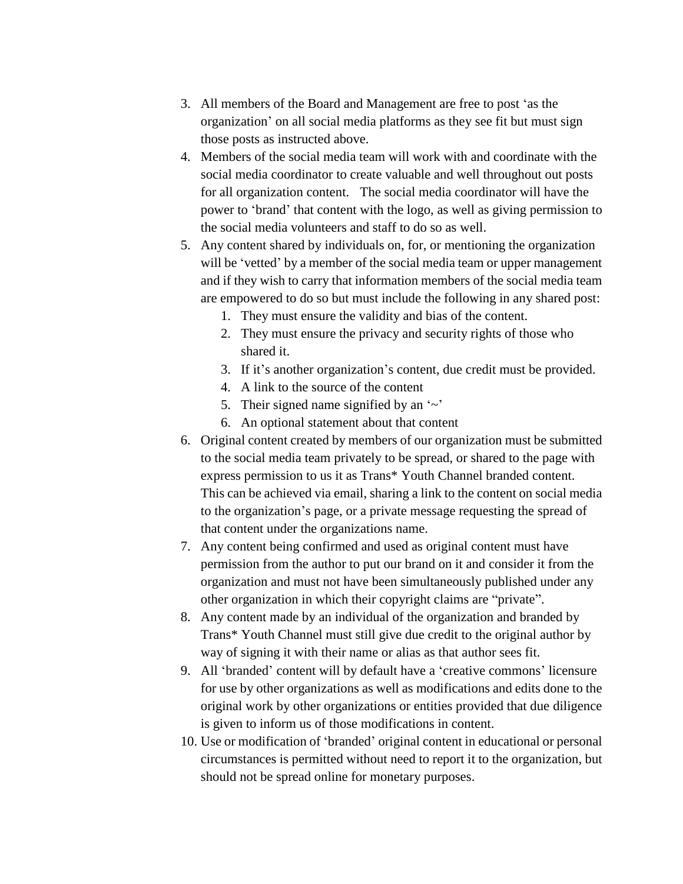3. All members of the Board and Management are free to post 'as the organization' on all social media platforms as they see fit but must sign those posts as instructed above.
4. Members of the social media team will work with and coordinate with the social media coordinator to create valuable and well throughout out posts for all organization content.   The social media coordinator will have the power to 'brand' that content with the logo, as well as giving permission to the social media volunteers and staff to do so as well.
5. Any content shared by individuals on, for, or mentioning the organization will be 'vetted' by a member of the social media team or upper management and if they wish to carry that information members of the social media team are empowered to do so but must include the following in any shared post:
    1. They must ensure the validity and bias of the content.
    2. They must ensure the privacy and security rights of those who shared it.
    3. If it's another organization's content, due credit must be provided.
    4. A link to the source of the content
    5. Their signed name signified by an '~'
    6. An optional statement about that content
6. Original content created by members of our organization must be submitted to the social media team privately to be spread, or shared to the page with express permission to us it as Trans* Youth Channel branded content. This can be achieved via email, sharing a link to the content on social media to the organization's page, or a private message requesting the spread of that content under the organizations name.
7. Any content being confirmed and used as original content must have permission from the author to put our brand on it and consider it from the organization and must not have been simultaneously published under any other organization in which their copyright claims are "private".
8. Any content made by an individual of the organization and branded by Trans* Youth Channel must still give due credit to the original author by way of signing it with their name or alias as that author sees fit.
9. All 'branded' content will by default have a 'creative commons' licensure for use by other organizations as well as modifications and edits done to the original work by other organizations or entities provided that due diligence is given to inform us of those modifications in content.
10. Use or modification of 'branded' original content in educational or personal circumstances is permitted without need to report it to the organization, but should not be spread online for monetary purposes.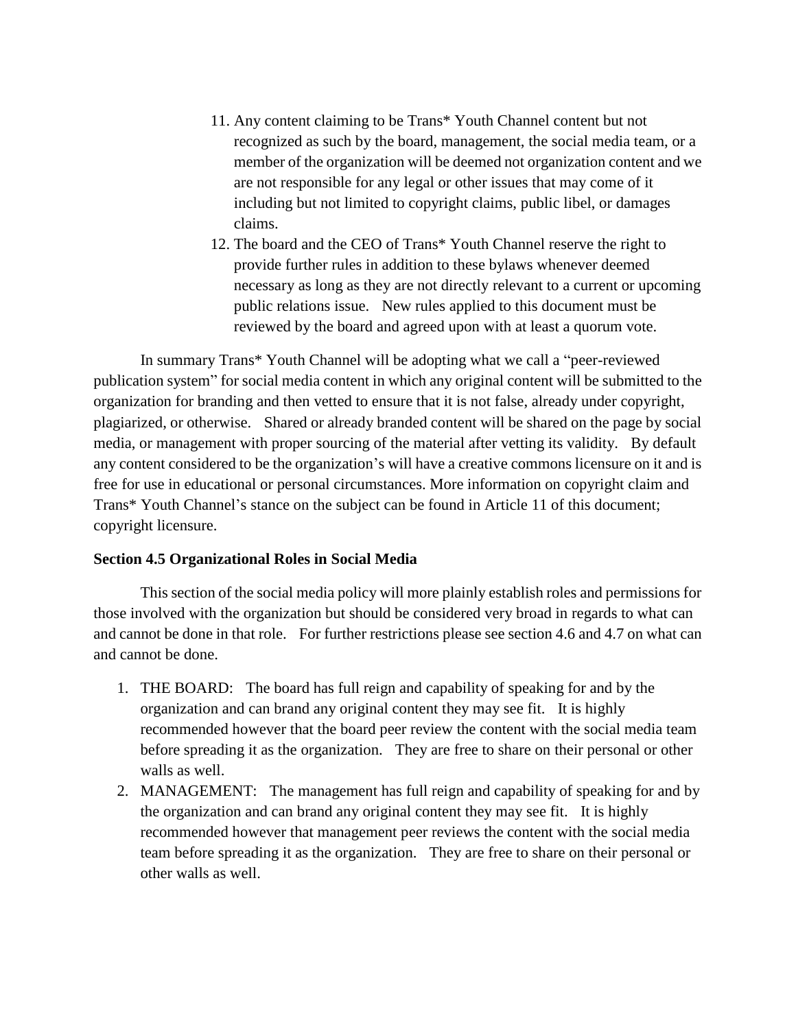11. Any content claiming to be Trans* Youth Channel content but not recognized as such by the board, management, the social media team, or a member of the organization will be deemed not organization content and we are not responsible for any legal or other issues that may come of it including but not limited to copyright claims, public libel, or damages claims.
12. The board and the CEO of Trans* Youth Channel reserve the right to provide further rules in addition to these bylaws whenever deemed necessary as long as they are not directly relevant to a current or upcoming public relations issue. New rules applied to this document must be reviewed by the board and agreed upon with at least a quorum vote.

In summary Trans* Youth Channel will be adopting what we call a "peer-reviewed publication system" for social media content in which any original content will be submitted to the organization for branding and then vetted to ensure that it is not false, already under copyright, plagiarized, or otherwise. Shared or already branded content will be shared on the page by social media, or management with proper sourcing of the material after vetting its validity. By default any content considered to be the organization's will have a creative commons licensure on it and is free for use in educational or personal circumstances. More information on copyright claim and Trans* Youth Channel's stance on the subject can be found in Article 11 of this document; copyright licensure.

**Section 4.5 Organizational Roles in Social Media**

This section of the social media policy will more plainly establish roles and permissions for those involved with the organization but should be considered very broad in regards to what can and cannot be done in that role. For further restrictions please see section 4.6 and 4.7 on what can and cannot be done.

1. THE BOARD: The board has full reign and capability of speaking for and by the organization and can brand any original content they may see fit. It is highly recommended however that the board peer review the content with the social media team before spreading it as the organization. They are free to share on their personal or other walls as well.
2. MANAGEMENT: The management has full reign and capability of speaking for and by the organization and can brand any original content they may see fit. It is highly recommended however that management peer reviews the content with the social media team before spreading it as the organization. They are free to share on their personal or other walls as well.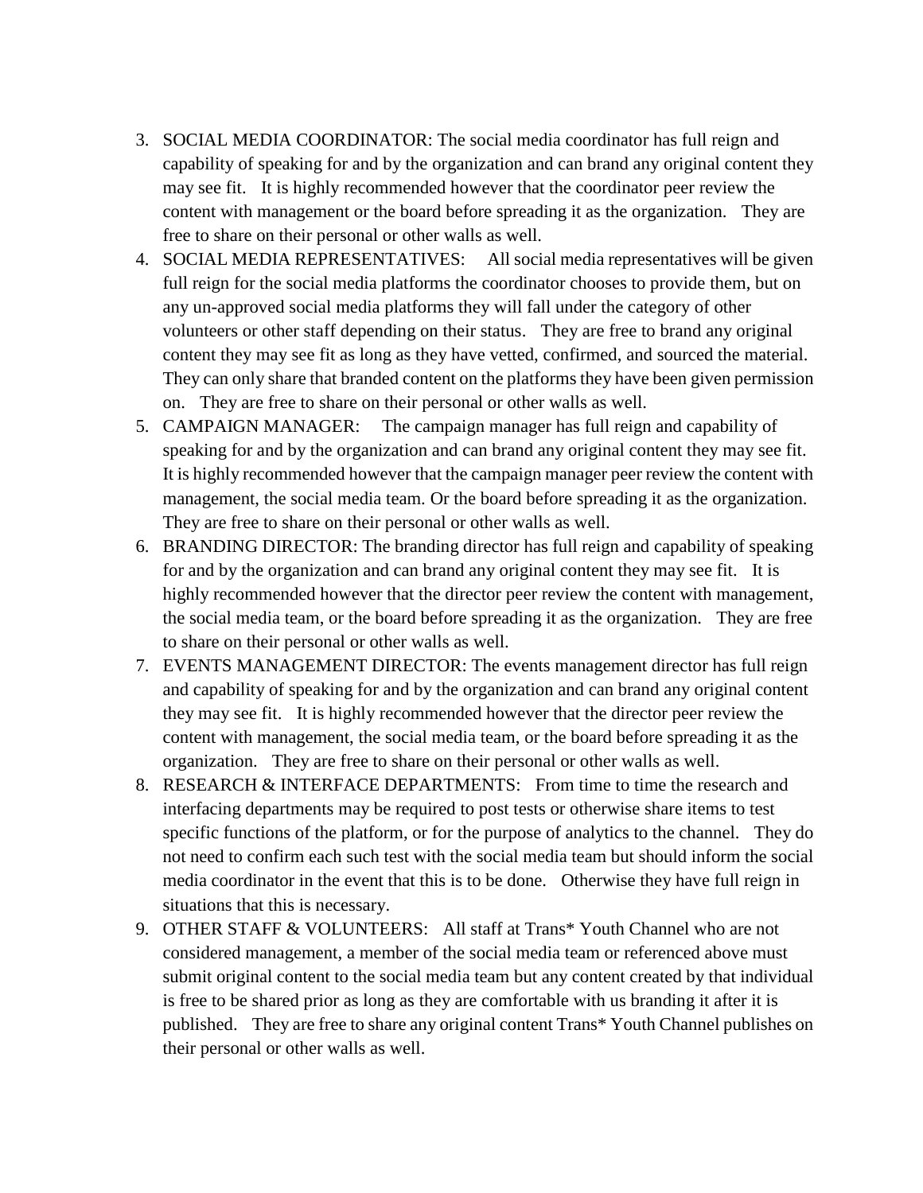3. SOCIAL MEDIA COORDINATOR: The social media coordinator has full reign and capability of speaking for and by the organization and can brand any original content they may see fit. It is highly recommended however that the coordinator peer review the content with management or the board before spreading it as the organization. They are free to share on their personal or other walls as well.
4. SOCIAL MEDIA REPRESENTATIVES: All social media representatives will be given full reign for the social media platforms the coordinator chooses to provide them, but on any un-approved social media platforms they will fall under the category of other volunteers or other staff depending on their status. They are free to brand any original content they may see fit as long as they have vetted, confirmed, and sourced the material. They can only share that branded content on the platforms they have been given permission on. They are free to share on their personal or other walls as well.
5. CAMPAIGN MANAGER: The campaign manager has full reign and capability of speaking for and by the organization and can brand any original content they may see fit. It is highly recommended however that the campaign manager peer review the content with management, the social media team. Or the board before spreading it as the organization. They are free to share on their personal or other walls as well.
6. BRANDING DIRECTOR: The branding director has full reign and capability of speaking for and by the organization and can brand any original content they may see fit. It is highly recommended however that the director peer review the content with management, the social media team, or the board before spreading it as the organization. They are free to share on their personal or other walls as well.
7. EVENTS MANAGEMENT DIRECTOR: The events management director has full reign and capability of speaking for and by the organization and can brand any original content they may see fit. It is highly recommended however that the director peer review the content with management, the social media team, or the board before spreading it as the organization. They are free to share on their personal or other walls as well.
8. RESEARCH & INTERFACE DEPARTMENTS: From time to time the research and interfacing departments may be required to post tests or otherwise share items to test specific functions of the platform, or for the purpose of analytics to the channel. They do not need to confirm each such test with the social media team but should inform the social media coordinator in the event that this is to be done. Otherwise they have full reign in situations that this is necessary.
9. OTHER STAFF & VOLUNTEERS: All staff at Trans* Youth Channel who are not considered management, a member of the social media team or referenced above must submit original content to the social media team but any content created by that individual is free to be shared prior as long as they are comfortable with us branding it after it is published. They are free to share any original content Trans* Youth Channel publishes on their personal or other walls as well.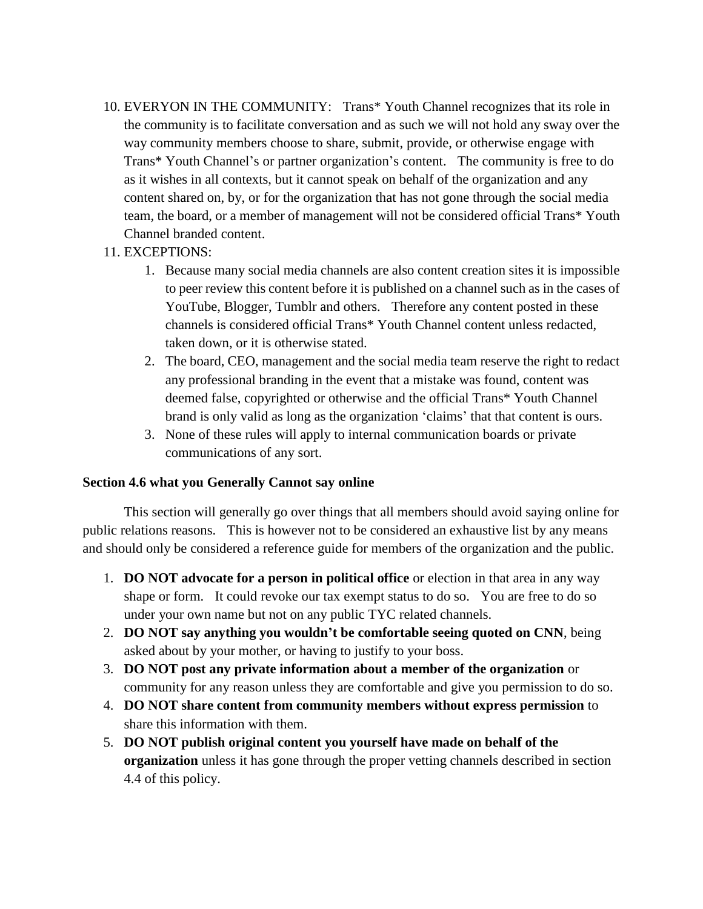10. EVERYON IN THE COMMUNITY: Trans* Youth Channel recognizes that its role in the community is to facilitate conversation and as such we will not hold any sway over the way community members choose to share, submit, provide, or otherwise engage with Trans* Youth Channel's or partner organization's content. The community is free to do as it wishes in all contexts, but it cannot speak on behalf of the organization and any content shared on, by, or for the organization that has not gone through the social media team, the board, or a member of management will not be considered official Trans* Youth Channel branded content.
11. EXCEPTIONS:
    1. Because many social media channels are also content creation sites it is impossible to peer review this content before it is published on a channel such as in the cases of YouTube, Blogger, Tumblr and others. Therefore any content posted in these channels is considered official Trans* Youth Channel content unless redacted, taken down, or it is otherwise stated.
    2. The board, CEO, management and the social media team reserve the right to redact any professional branding in the event that a mistake was found, content was deemed false, copyrighted or otherwise and the official Trans* Youth Channel brand is only valid as long as the organization 'claims' that that content is ours.
    3. None of these rules will apply to internal communication boards or private communications of any sort.

**Section 4.6 what you Generally Cannot say online**

This section will generally go over things that all members should avoid saying online for public relations reasons. This is however not to be considered an exhaustive list by any means and should only be considered a reference guide for members of the organization and the public.

1. **DO NOT advocate for a person in political office** or election in that area in any way shape or form. It could revoke our tax exempt status to do so. You are free to do so under your own name but not on any public TYC related channels.
2. **DO NOT say anything you wouldn't be comfortable seeing quoted on CNN**, being asked about by your mother, or having to justify to your boss.
3. **DO NOT post any private information about a member of the organization** or community for any reason unless they are comfortable and give you permission to do so.
4. **DO NOT share content from community members without express permission** to share this information with them.
5. **DO NOT publish original content you yourself have made on behalf of the organization** unless it has gone through the proper vetting channels described in section 4.4 of this policy.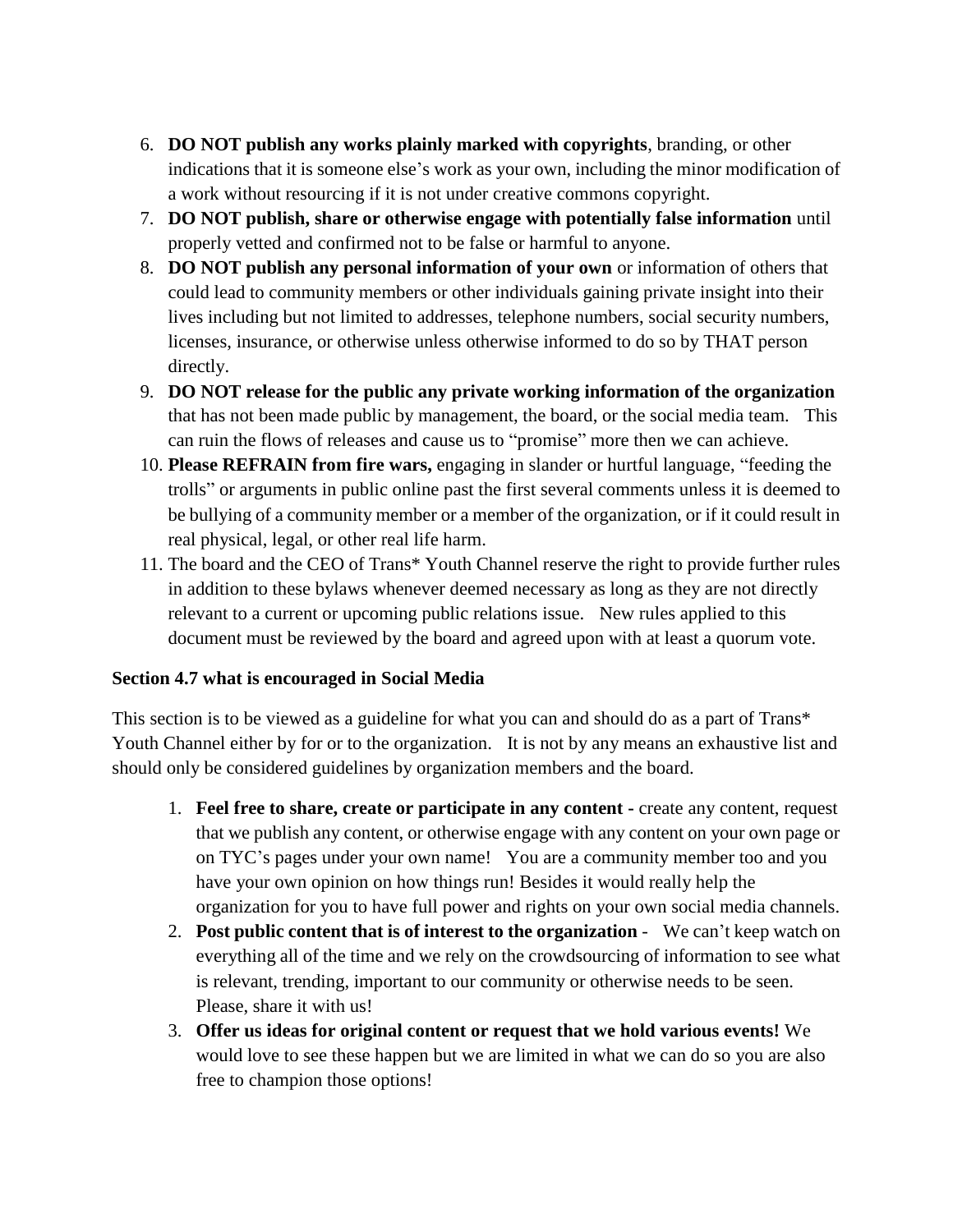6. **DO NOT publish any works plainly marked with copyrights**, branding, or other indications that it is someone else's work as your own, including the minor modification of a work without resourcing if it is not under creative commons copyright.
7. **DO NOT publish, share or otherwise engage with potentially false information** until properly vetted and confirmed not to be false or harmful to anyone.
8. **DO NOT publish any personal information of your own** or information of others that could lead to community members or other individuals gaining private insight into their lives including but not limited to addresses, telephone numbers, social security numbers, licenses, insurance, or otherwise unless otherwise informed to do so by THAT person directly.
9. **DO NOT release for the public any private working information of the organization** that has not been made public by management, the board, or the social media team. This can ruin the flows of releases and cause us to "promise" more then we can achieve.
10. **Please REFRAIN from fire wars,** engaging in slander or hurtful language, "feeding the trolls" or arguments in public online past the first several comments unless it is deemed to be bullying of a community member or a member of the organization, or if it could result in real physical, legal, or other real life harm.
11. The board and the CEO of Trans* Youth Channel reserve the right to provide further rules in addition to these bylaws whenever deemed necessary as long as they are not directly relevant to a current or upcoming public relations issue. New rules applied to this document must be reviewed by the board and agreed upon with at least a quorum vote.

**Section 4.7 what is encouraged in Social Media**

This section is to be viewed as a guideline for what you can and should do as a part of Trans* Youth Channel either by for or to the organization. It is not by any means an exhaustive list and should only be considered guidelines by organization members and the board.

1. **Feel free to share, create or participate in any content -** create any content, request that we publish any content, or otherwise engage with any content on your own page or on TYC's pages under your own name! You are a community member too and you have your own opinion on how things run! Besides it would really help the organization for you to have full power and rights on your own social media channels.
2. **Post public content that is of interest to the organization** - We can't keep watch on everything all of the time and we rely on the crowdsourcing of information to see what is relevant, trending, important to our community or otherwise needs to be seen. Please, share it with us!
3. **Offer us ideas for original content or request that we hold various events!** We would love to see these happen but we are limited in what we can do so you are also free to champion those options!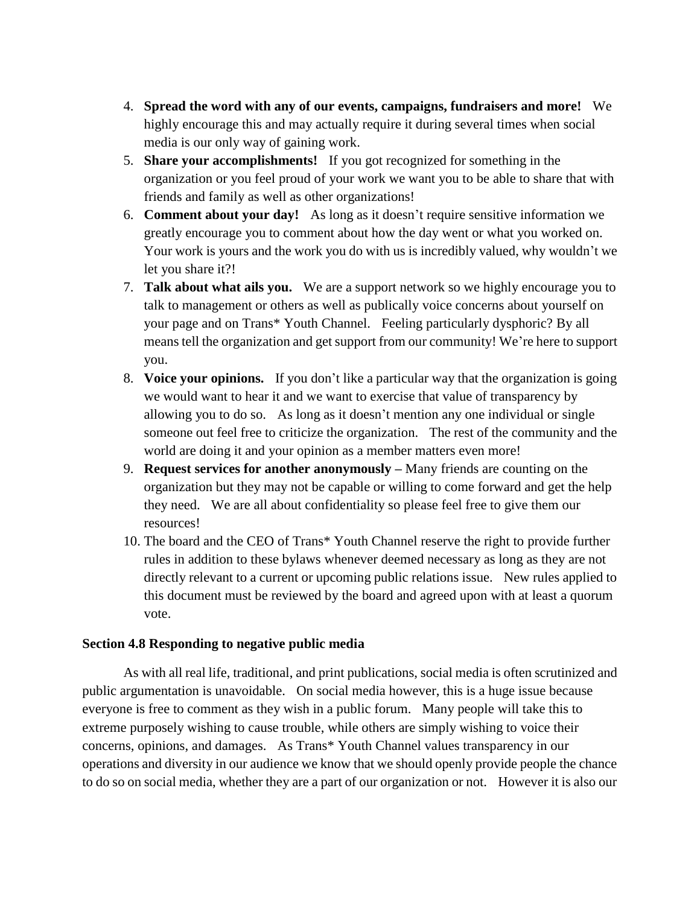4. **Spread the word with any of our events, campaigns, fundraisers and more!** We highly encourage this and may actually require it during several times when social media is our only way of gaining work.
5. **Share your accomplishments!** If you got recognized for something in the organization or you feel proud of your work we want you to be able to share that with friends and family as well as other organizations!
6. **Comment about your day!** As long as it doesn't require sensitive information we greatly encourage you to comment about how the day went or what you worked on. Your work is yours and the work you do with us is incredibly valued, why wouldn't we let you share it?!
7. **Talk about what ails you.** We are a support network so we highly encourage you to talk to management or others as well as publically voice concerns about yourself on your page and on Trans* Youth Channel. Feeling particularly dysphoric? By all means tell the organization and get support from our community! We're here to support you.
8. **Voice your opinions.** If you don't like a particular way that the organization is going we would want to hear it and we want to exercise that value of transparency by allowing you to do so. As long as it doesn't mention any one individual or single someone out feel free to criticize the organization. The rest of the community and the world are doing it and your opinion as a member matters even more!
9. **Request services for another anonymously –** Many friends are counting on the organization but they may not be capable or willing to come forward and get the help they need. We are all about confidentiality so please feel free to give them our resources!
10. The board and the CEO of Trans* Youth Channel reserve the right to provide further rules in addition to these bylaws whenever deemed necessary as long as they are not directly relevant to a current or upcoming public relations issue. New rules applied to this document must be reviewed by the board and agreed upon with at least a quorum vote.

**Section 4.8 Responding to negative public media**

As with all real life, traditional, and print publications, social media is often scrutinized and public argumentation is unavoidable. On social media however, this is a huge issue because everyone is free to comment as they wish in a public forum. Many people will take this to extreme purposely wishing to cause trouble, while others are simply wishing to voice their concerns, opinions, and damages. As Trans* Youth Channel values transparency in our operations and diversity in our audience we know that we should openly provide people the chance to do so on social media, whether they are a part of our organization or not. However it is also our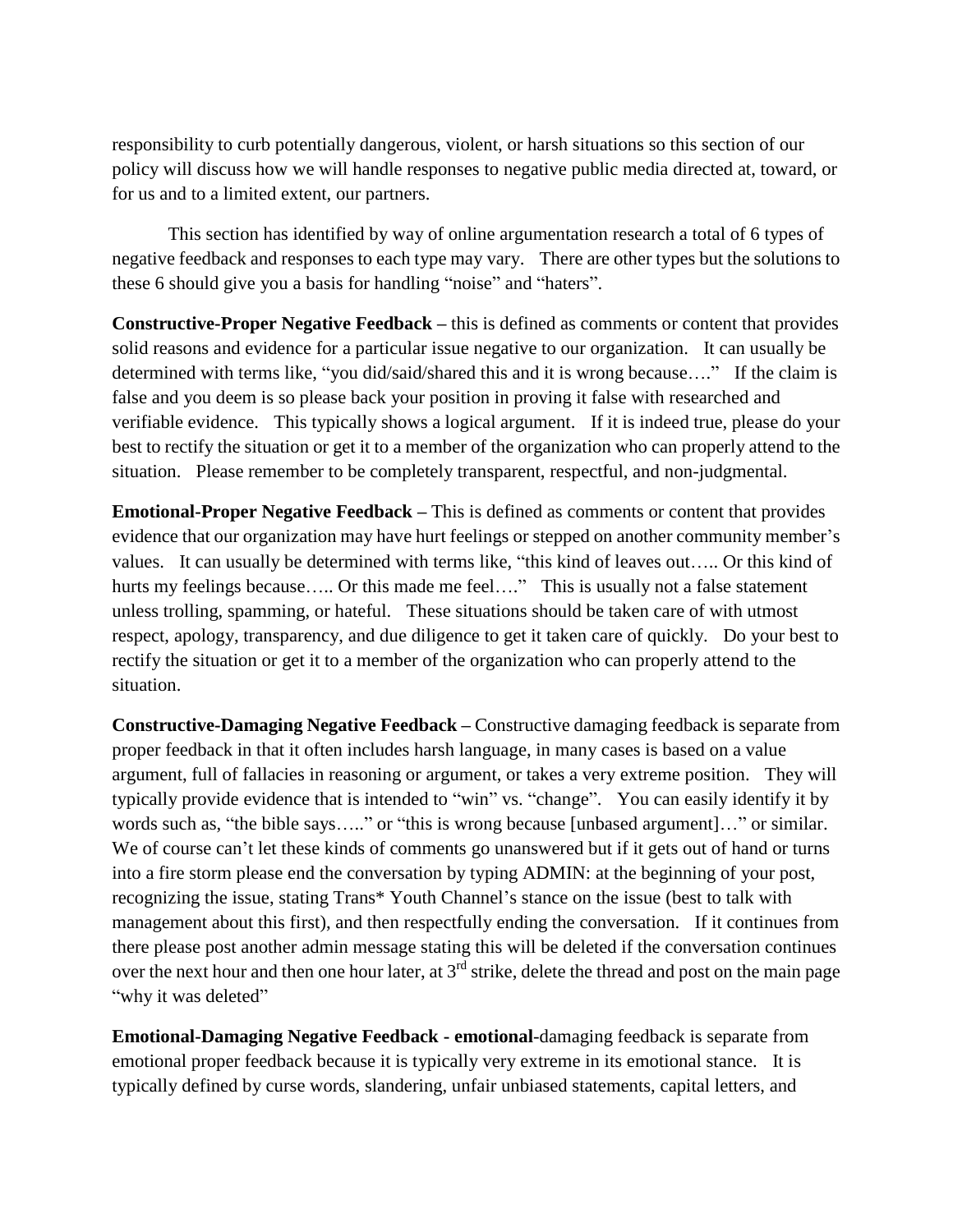responsibility to curb potentially dangerous, violent, or harsh situations so this section of our policy will discuss how we will handle responses to negative public media directed at, toward, or for us and to a limited extent, our partners.

This section has identified by way of online argumentation research a total of 6 types of negative feedback and responses to each type may vary. There are other types but the solutions to these 6 should give you a basis for handling "noise" and "haters".

**Constructive-Proper Negative Feedback –** this is defined as comments or content that provides solid reasons and evidence for a particular issue negative to our organization. It can usually be determined with terms like, "you did/said/shared this and it is wrong because…." If the claim is false and you deem is so please back your position in proving it false with researched and verifiable evidence. This typically shows a logical argument. If it is indeed true, please do your best to rectify the situation or get it to a member of the organization who can properly attend to the situation. Please remember to be completely transparent, respectful, and non-judgmental.

**Emotional-Proper Negative Feedback –** This is defined as comments or content that provides evidence that our organization may have hurt feelings or stepped on another community member's values. It can usually be determined with terms like, "this kind of leaves out….. Or this kind of hurts my feelings because….. Or this made me feel…." This is usually not a false statement unless trolling, spamming, or hateful. These situations should be taken care of with utmost respect, apology, transparency, and due diligence to get it taken care of quickly. Do your best to rectify the situation or get it to a member of the organization who can properly attend to the situation.

**Constructive-Damaging Negative Feedback –** Constructive damaging feedback is separate from proper feedback in that it often includes harsh language, in many cases is based on a value argument, full of fallacies in reasoning or argument, or takes a very extreme position. They will typically provide evidence that is intended to "win" vs. "change". You can easily identify it by words such as, "the bible says….." or "this is wrong because [unbased argument]…" or similar. We of course can't let these kinds of comments go unanswered but if it gets out of hand or turns into a fire storm please end the conversation by typing ADMIN: at the beginning of your post, recognizing the issue, stating Trans* Youth Channel's stance on the issue (best to talk with management about this first), and then respectfully ending the conversation. If it continues from there please post another admin message stating this will be deleted if the conversation continues over the next hour and then one hour later, at 3rd strike, delete the thread and post on the main page "why it was deleted"

**Emotional-Damaging Negative Feedback - emotional**-damaging feedback is separate from emotional proper feedback because it is typically very extreme in its emotional stance. It is typically defined by curse words, slandering, unfair unbiased statements, capital letters, and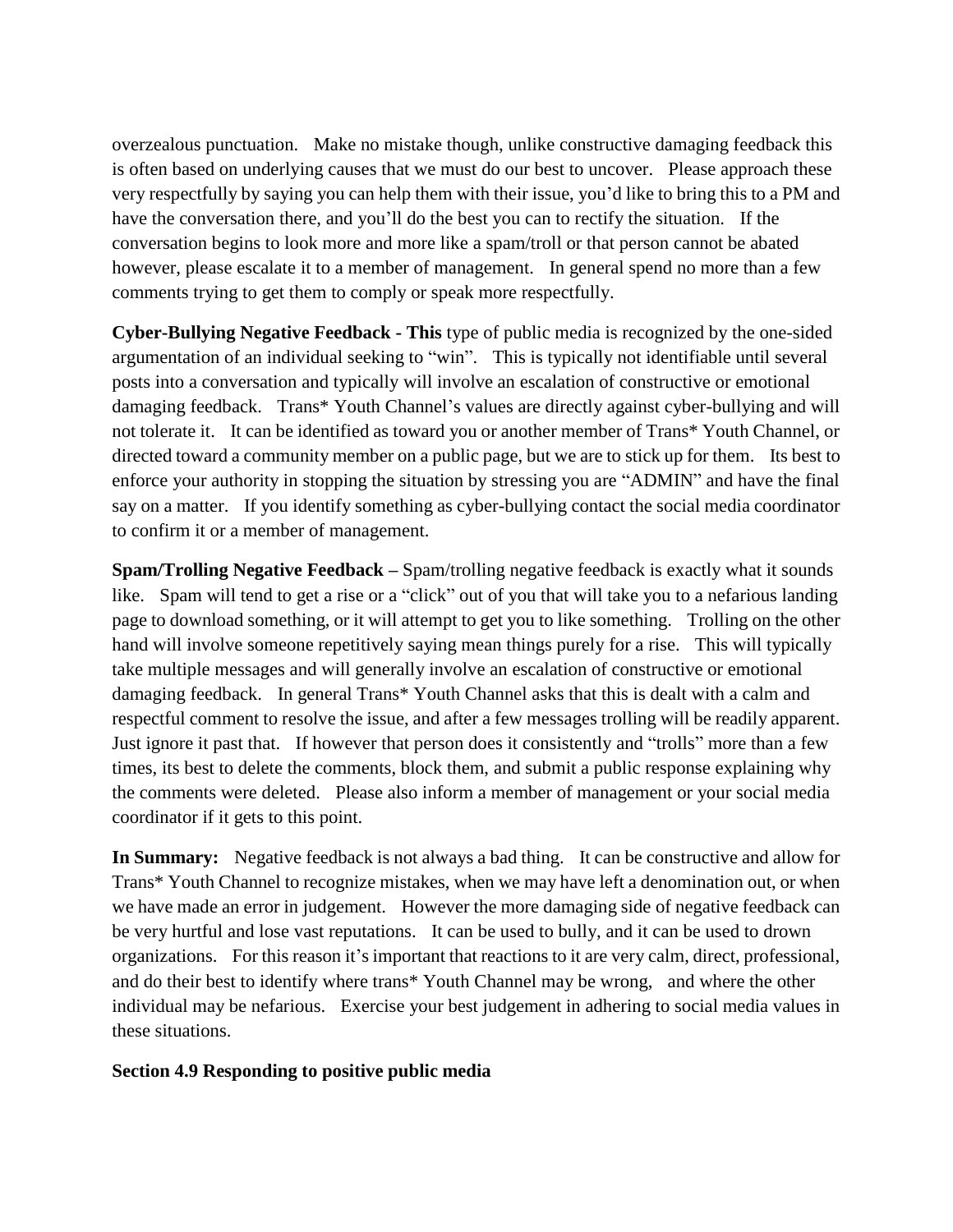overzealous punctuation. Make no mistake though, unlike constructive damaging feedback this is often based on underlying causes that we must do our best to uncover. Please approach these very respectfully by saying you can help them with their issue, you'd like to bring this to a PM and have the conversation there, and you'll do the best you can to rectify the situation. If the conversation begins to look more and more like a spam/troll or that person cannot be abated however, please escalate it to a member of management. In general spend no more than a few comments trying to get them to comply or speak more respectfully.

**Cyber-Bullying Negative Feedback - This** type of public media is recognized by the one-sided argumentation of an individual seeking to "win". This is typically not identifiable until several posts into a conversation and typically will involve an escalation of constructive or emotional damaging feedback. Trans* Youth Channel's values are directly against cyber-bullying and will not tolerate it. It can be identified as toward you or another member of Trans* Youth Channel, or directed toward a community member on a public page, but we are to stick up for them. Its best to enforce your authority in stopping the situation by stressing you are "ADMIN" and have the final say on a matter. If you identify something as cyber-bullying contact the social media coordinator to confirm it or a member of management.

**Spam/Trolling Negative Feedback –** Spam/trolling negative feedback is exactly what it sounds like. Spam will tend to get a rise or a "click" out of you that will take you to a nefarious landing page to download something, or it will attempt to get you to like something. Trolling on the other hand will involve someone repetitively saying mean things purely for a rise. This will typically take multiple messages and will generally involve an escalation of constructive or emotional damaging feedback. In general Trans* Youth Channel asks that this is dealt with a calm and respectful comment to resolve the issue, and after a few messages trolling will be readily apparent. Just ignore it past that. If however that person does it consistently and "trolls" more than a few times, its best to delete the comments, block them, and submit a public response explaining why the comments were deleted. Please also inform a member of management or your social media coordinator if it gets to this point.

**In Summary:** Negative feedback is not always a bad thing. It can be constructive and allow for Trans* Youth Channel to recognize mistakes, when we may have left a denomination out, or when we have made an error in judgement. However the more damaging side of negative feedback can be very hurtful and lose vast reputations. It can be used to bully, and it can be used to drown organizations. For this reason it's important that reactions to it are very calm, direct, professional, and do their best to identify where trans* Youth Channel may be wrong, and where the other individual may be nefarious. Exercise your best judgement in adhering to social media values in these situations.

**Section 4.9 Responding to positive public media**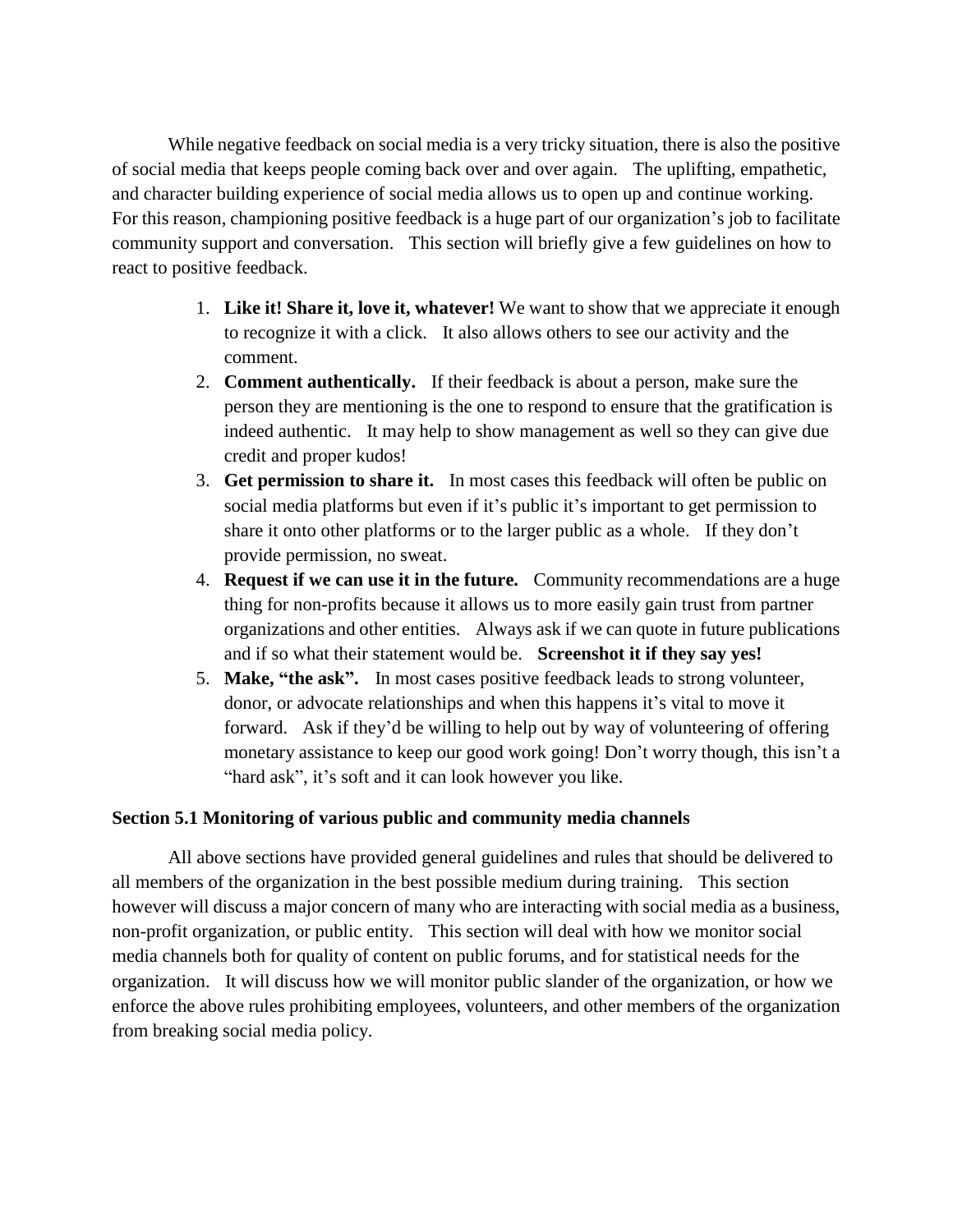While negative feedback on social media is a very tricky situation, there is also the positive of social media that keeps people coming back over and over again. The uplifting, empathetic, and character building experience of social media allows us to open up and continue working. For this reason, championing positive feedback is a huge part of our organization's job to facilitate community support and conversation. This section will briefly give a few guidelines on how to react to positive feedback.

1. **Like it! Share it, love it, whatever!** We want to show that we appreciate it enough to recognize it with a click. It also allows others to see our activity and the comment.
2. **Comment authentically.** If their feedback is about a person, make sure the person they are mentioning is the one to respond to ensure that the gratification is indeed authentic. It may help to show management as well so they can give due credit and proper kudos!
3. **Get permission to share it.** In most cases this feedback will often be public on social media platforms but even if it's public it's important to get permission to share it onto other platforms or to the larger public as a whole. If they don't provide permission, no sweat.
4. **Request if we can use it in the future.** Community recommendations are a huge thing for non-profits because it allows us to more easily gain trust from partner organizations and other entities. Always ask if we can quote in future publications and if so what their statement would be. **Screenshot it if they say yes!**
5. **Make, "the ask".** In most cases positive feedback leads to strong volunteer, donor, or advocate relationships and when this happens it's vital to move it forward. Ask if they'd be willing to help out by way of volunteering of offering monetary assistance to keep our good work going! Don't worry though, this isn't a "hard ask", it's soft and it can look however you like.

**Section 5.1 Monitoring of various public and community media channels**

All above sections have provided general guidelines and rules that should be delivered to all members of the organization in the best possible medium during training. This section however will discuss a major concern of many who are interacting with social media as a business, non-profit organization, or public entity. This section will deal with how we monitor social media channels both for quality of content on public forums, and for statistical needs for the organization. It will discuss how we will monitor public slander of the organization, or how we enforce the above rules prohibiting employees, volunteers, and other members of the organization from breaking social media policy.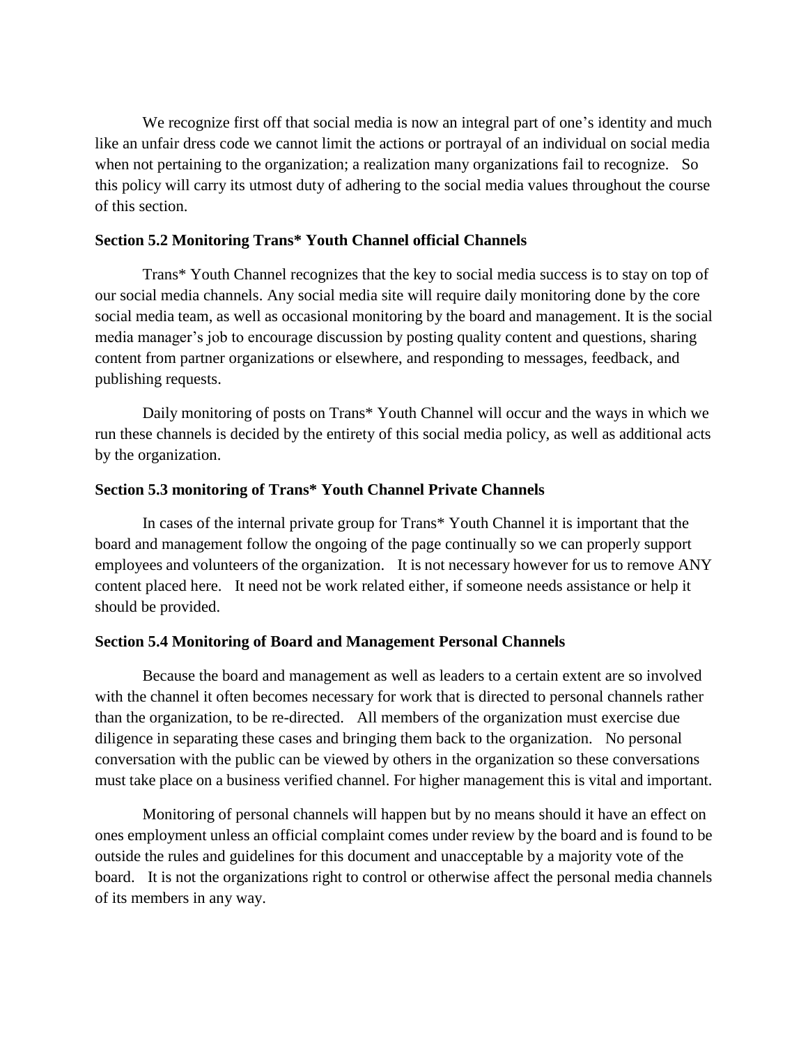We recognize first off that social media is now an integral part of one's identity and much like an unfair dress code we cannot limit the actions or portrayal of an individual on social media when not pertaining to the organization; a realization many organizations fail to recognize. So this policy will carry its utmost duty of adhering to the social media values throughout the course of this section.

**Section 5.2 Monitoring Trans* Youth Channel official Channels**

Trans* Youth Channel recognizes that the key to social media success is to stay on top of our social media channels. Any social media site will require daily monitoring done by the core social media team, as well as occasional monitoring by the board and management. It is the social media manager's job to encourage discussion by posting quality content and questions, sharing content from partner organizations or elsewhere, and responding to messages, feedback, and publishing requests.

Daily monitoring of posts on Trans* Youth Channel will occur and the ways in which we run these channels is decided by the entirety of this social media policy, as well as additional acts by the organization.

**Section 5.3 monitoring of Trans* Youth Channel Private Channels**

In cases of the internal private group for Trans* Youth Channel it is important that the board and management follow the ongoing of the page continually so we can properly support employees and volunteers of the organization. It is not necessary however for us to remove ANY content placed here. It need not be work related either, if someone needs assistance or help it should be provided.

**Section 5.4 Monitoring of Board and Management Personal Channels**

Because the board and management as well as leaders to a certain extent are so involved with the channel it often becomes necessary for work that is directed to personal channels rather than the organization, to be re-directed. All members of the organization must exercise due diligence in separating these cases and bringing them back to the organization. No personal conversation with the public can be viewed by others in the organization so these conversations must take place on a business verified channel. For higher management this is vital and important.

Monitoring of personal channels will happen but by no means should it have an effect on ones employment unless an official complaint comes under review by the board and is found to be outside the rules and guidelines for this document and unacceptable by a majority vote of the board. It is not the organizations right to control or otherwise affect the personal media channels of its members in any way.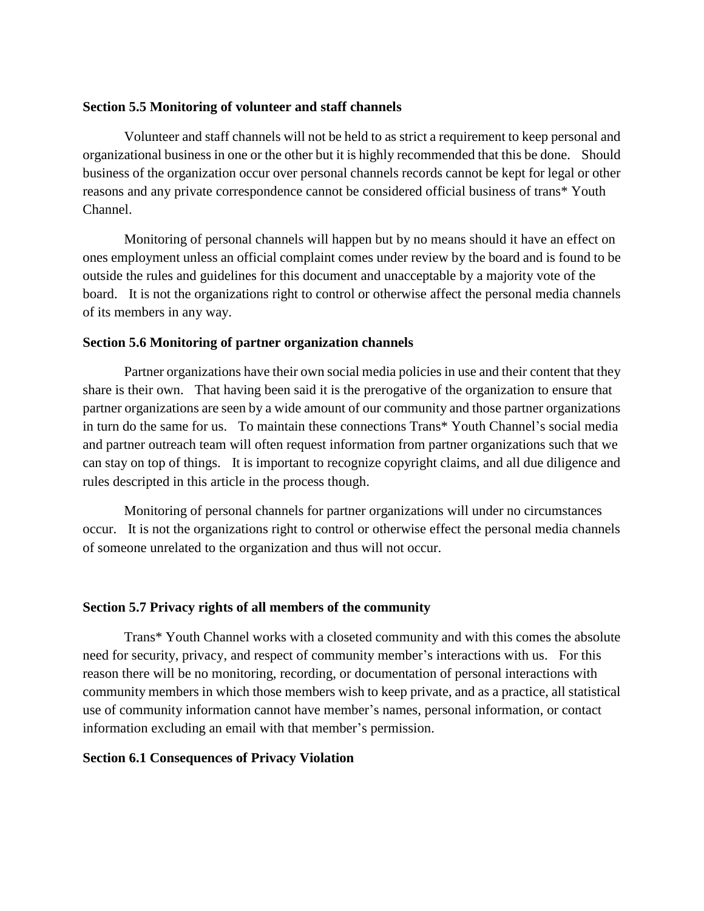**Section 5.5 Monitoring of volunteer and staff channels**

Volunteer and staff channels will not be held to as strict a requirement to keep personal and organizational business in one or the other but it is highly recommended that this be done. Should business of the organization occur over personal channels records cannot be kept for legal or other reasons and any private correspondence cannot be considered official business of trans* Youth Channel.

Monitoring of personal channels will happen but by no means should it have an effect on ones employment unless an official complaint comes under review by the board and is found to be outside the rules and guidelines for this document and unacceptable by a majority vote of the board. It is not the organizations right to control or otherwise affect the personal media channels of its members in any way.

**Section 5.6 Monitoring of partner organization channels**

Partner organizations have their own social media policies in use and their content that they share is their own. That having been said it is the prerogative of the organization to ensure that partner organizations are seen by a wide amount of our community and those partner organizations in turn do the same for us. To maintain these connections Trans* Youth Channel's social media and partner outreach team will often request information from partner organizations such that we can stay on top of things. It is important to recognize copyright claims, and all due diligence and rules descripted in this article in the process though.

Monitoring of personal channels for partner organizations will under no circumstances occur. It is not the organizations right to control or otherwise effect the personal media channels of someone unrelated to the organization and thus will not occur.

**Section 5.7 Privacy rights of all members of the community**

Trans* Youth Channel works with a closeted community and with this comes the absolute need for security, privacy, and respect of community member's interactions with us. For this reason there will be no monitoring, recording, or documentation of personal interactions with community members in which those members wish to keep private, and as a practice, all statistical use of community information cannot have member's names, personal information, or contact information excluding an email with that member's permission.

**Section 6.1 Consequences of Privacy Violation**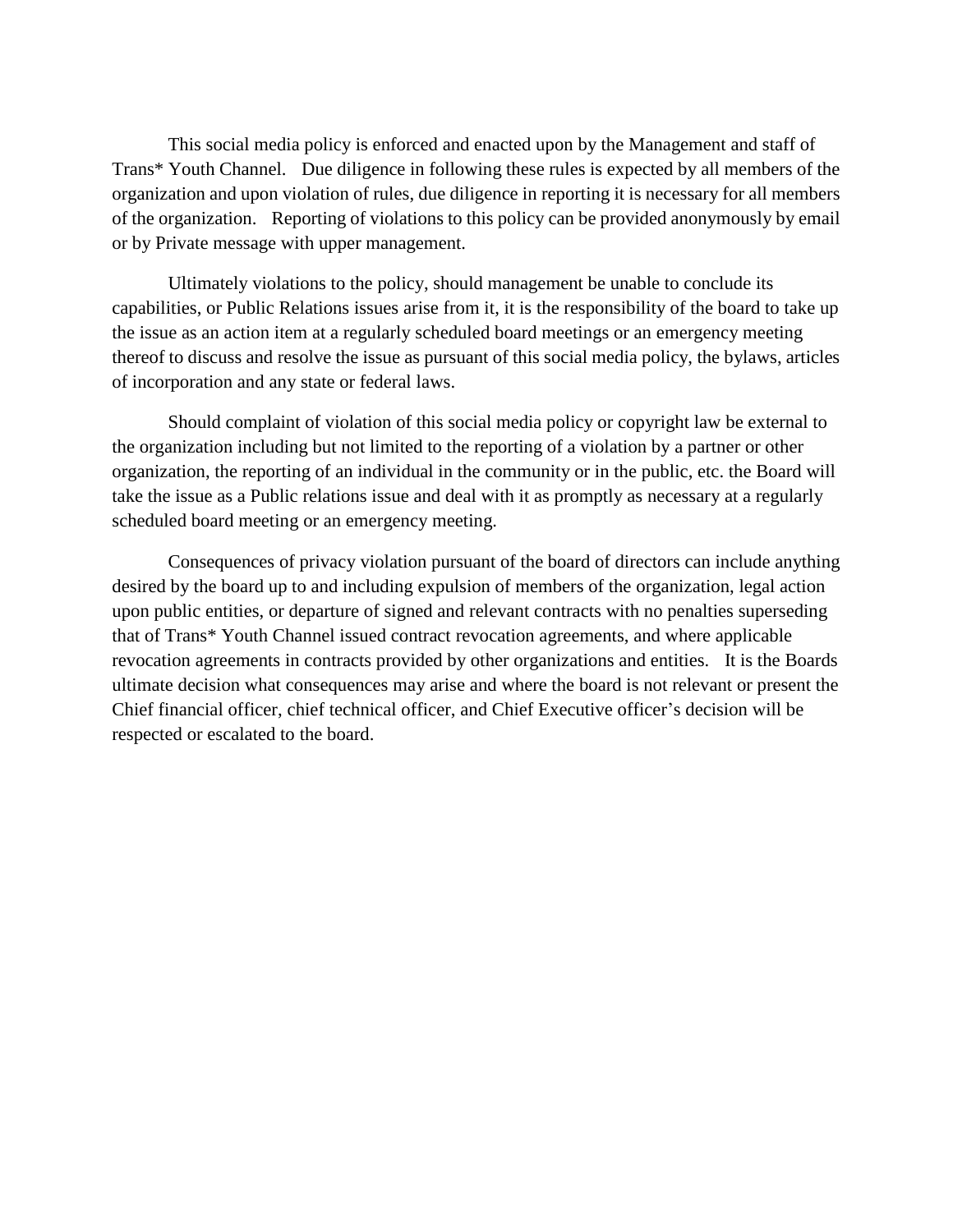This social media policy is enforced and enacted upon by the Management and staff of Trans* Youth Channel. Due diligence in following these rules is expected by all members of the organization and upon violation of rules, due diligence in reporting it is necessary for all members of the organization. Reporting of violations to this policy can be provided anonymously by email or by Private message with upper management.

Ultimately violations to the policy, should management be unable to conclude its capabilities, or Public Relations issues arise from it, it is the responsibility of the board to take up the issue as an action item at a regularly scheduled board meetings or an emergency meeting thereof to discuss and resolve the issue as pursuant of this social media policy, the bylaws, articles of incorporation and any state or federal laws.

Should complaint of violation of this social media policy or copyright law be external to the organization including but not limited to the reporting of a violation by a partner or other organization, the reporting of an individual in the community or in the public, etc. the Board will take the issue as a Public relations issue and deal with it as promptly as necessary at a regularly scheduled board meeting or an emergency meeting.

Consequences of privacy violation pursuant of the board of directors can include anything desired by the board up to and including expulsion of members of the organization, legal action upon public entities, or departure of signed and relevant contracts with no penalties superseding that of Trans* Youth Channel issued contract revocation agreements, and where applicable revocation agreements in contracts provided by other organizations and entities. It is the Boards ultimate decision what consequences may arise and where the board is not relevant or present the Chief financial officer, chief technical officer, and Chief Executive officer's decision will be respected or escalated to the board.